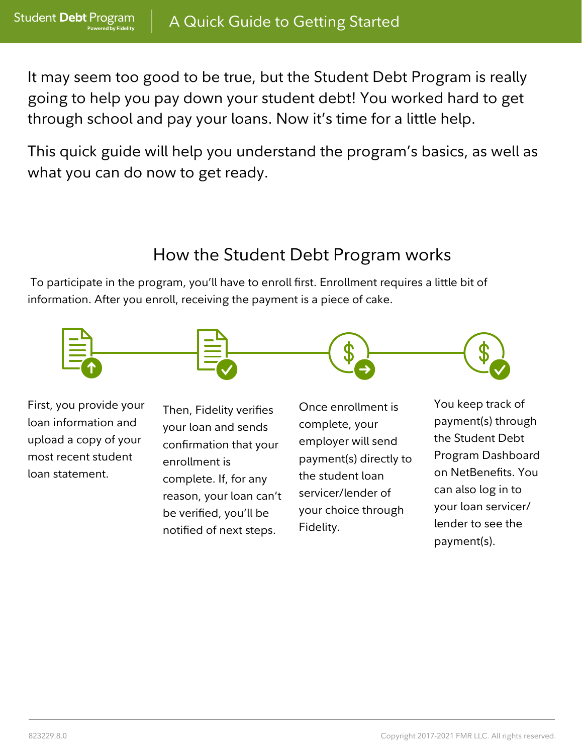Student **Debt** Program
Powered by Fidelity

# A Quick Guide to Getting Started

It may seem too good to be true, but the Student Debt Program is really going to help you pay down your student debt! You worked hard to get through school and pay your loans. Now it's time for a little help.

This quick guide will help you understand the program's basics, as well as what you can do now to get ready.

## How the Student Debt Program works

To participate in the program, you'll have to enroll first. Enrollment requires a little bit of information. After you enroll, receiving the payment is a piece of cake.

1. First, you provide your loan information and upload a copy of your most recent student loan statement.
2. Then, Fidelity verifies your loan and sends confirmation that your enrollment is complete. If, for any reason, your loan can't be verified, you'll be notified of next steps.
3. Once enrollment is complete, your employer will send payment(s) directly to the student loan servicer/lender of your choice through Fidelity.
4. You keep track of payment(s) through the Student Debt Program Dashboard on NetBenefits. You can also log in to your loan servicer/lender to see the payment(s).

823229.8.0

Copyright 2017-2021 FMR LLC. All rights reserved.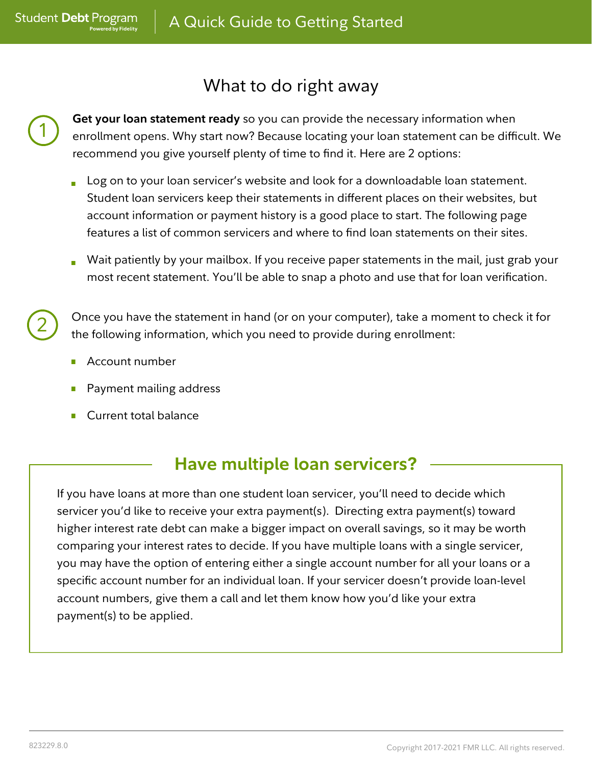## What to do right away

1. **Get your loan statement ready** so you can provide the necessary information when enrollment opens. Why start now? Because locating your loan statement can be difficult. We recommend you give yourself plenty of time to find it. Here are 2 options:

   - Log on to your loan servicer's website and look for a downloadable loan statement. Student loan servicers keep their statements in different places on their websites, but account information or payment history is a good place to start. The following page features a list of common servicers and where to find loan statements on their sites.
   - Wait patiently by your mailbox. If you receive paper statements in the mail, just grab your most recent statement. You'll be able to snap a photo and use that for loan verification.

2. Once you have the statement in hand (or on your computer), take a moment to check it for the following information, which you need to provide during enrollment:

   - Account number
   - Payment mailing address
   - Current total balance

### Have multiple loan servicers?

If you have loans at more than one student loan servicer, you'll need to decide which servicer you'd like to receive your extra payment(s). Directing extra payment(s) toward higher interest rate debt can make a bigger impact on overall savings, so it may be worth comparing your interest rates to decide. If you have multiple loans with a single servicer, you may have the option of entering either a single account number for all your loans or a specific account number for an individual loan. If your servicer doesn't provide loan-level account numbers, give them a call and let them know how you'd like your extra payment(s) to be applied.

823229.8.0

Copyright 2017-2021 FMR LLC. All rights reserved.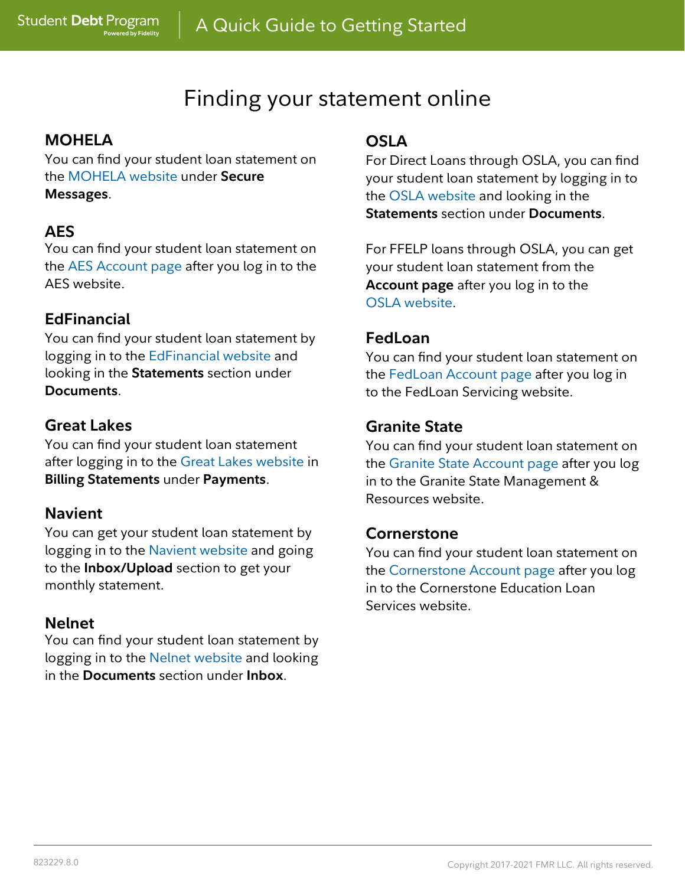# Finding your statement online

### MOHELA

You can find your student loan statement on the MOHELA website under **Secure Messages**.

### AES

You can find your student loan statement on the AES Account page after you log in to the AES website.

### EdFinancial

You can find your student loan statement by logging in to the EdFinancial website and looking in the **Statements** section under **Documents**.

### Great Lakes

You can find your student loan statement after logging in to the Great Lakes website in **Billing Statements** under **Payments**.

### Navient

You can get your student loan statement by logging in to the Navient website and going to the **Inbox/Upload** section to get your monthly statement.

### Nelnet

You can find your student loan statement by logging in to the Nelnet website and looking in the **Documents** section under **Inbox**.

### OSLA

For Direct Loans through OSLA, you can find your student loan statement by logging in to the OSLA website and looking in the **Statements** section under **Documents**.

For FFELP loans through OSLA, you can get your student loan statement from the **Account page** after you log in to the OSLA website.

### FedLoan

You can find your student loan statement on the FedLoan Account page after you log in to the FedLoan Servicing website.

### Granite State

You can find your student loan statement on the Granite State Account page after you log in to the Granite State Management & Resources website.

### Cornerstone

You can find your student loan statement on the Cornerstone Account page after you log in to the Cornerstone Education Loan Services website.

823229.8.0

Copyright 2017-2021 FMR LLC. All rights reserved.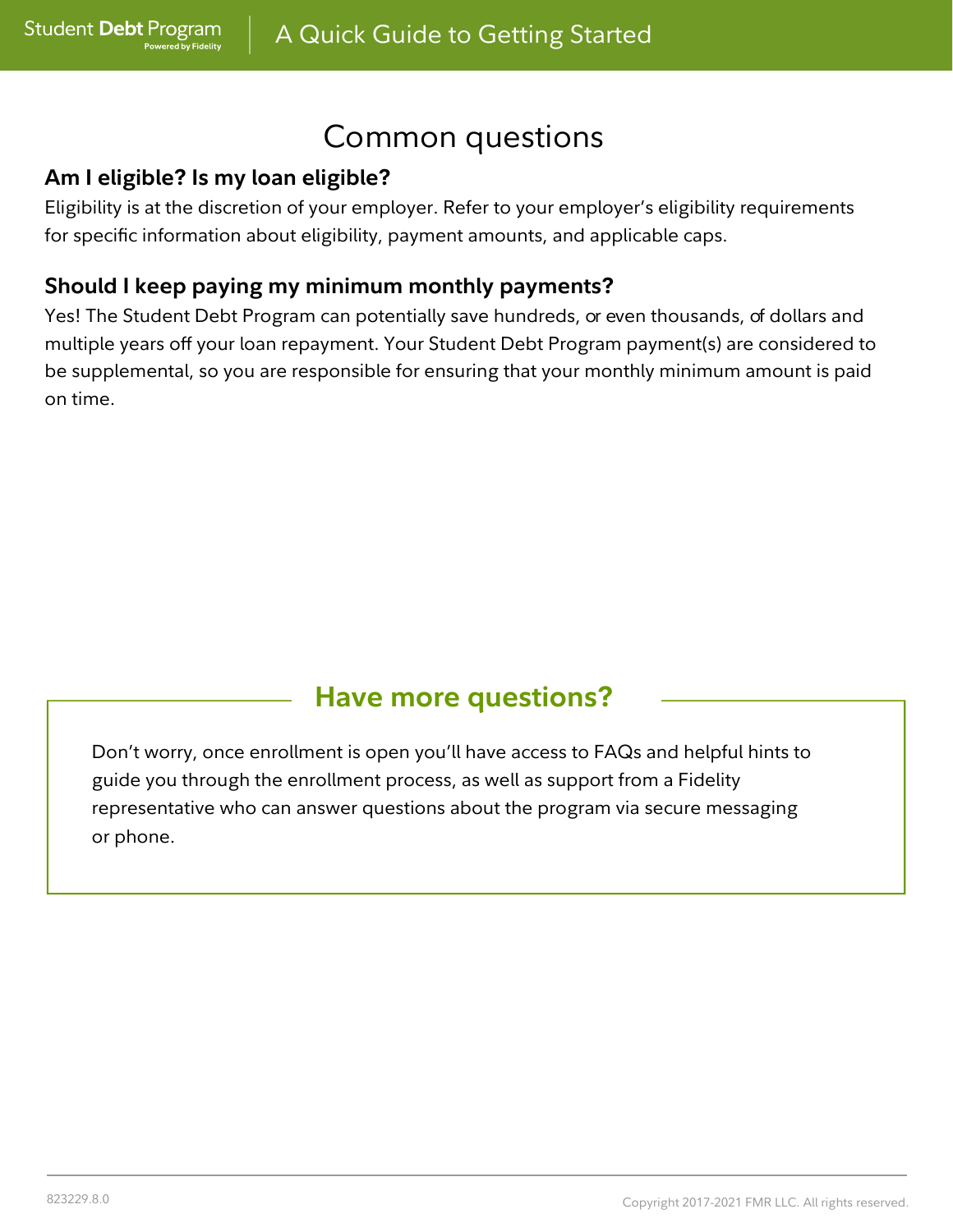# Common questions

### Am I eligible? Is my loan eligible?

Eligibility is at the discretion of your employer. Refer to your employer's eligibility requirements for specific information about eligibility, payment amounts, and applicable caps.

### Should I keep paying my minimum monthly payments?

Yes! The Student Debt Program can potentially save hundreds, or even thousands, of dollars and multiple years off your loan repayment. Your Student Debt Program payment(s) are considered to be supplemental, so you are responsible for ensuring that your monthly minimum amount is paid on time.

## Have more questions?

Don't worry, once enrollment is open you'll have access to FAQs and helpful hints to guide you through the enrollment process, as well as support from a Fidelity representative who can answer questions about the program via secure messaging or phone.

823229.8.0

Copyright 2017-2021 FMR LLC. All rights reserved.